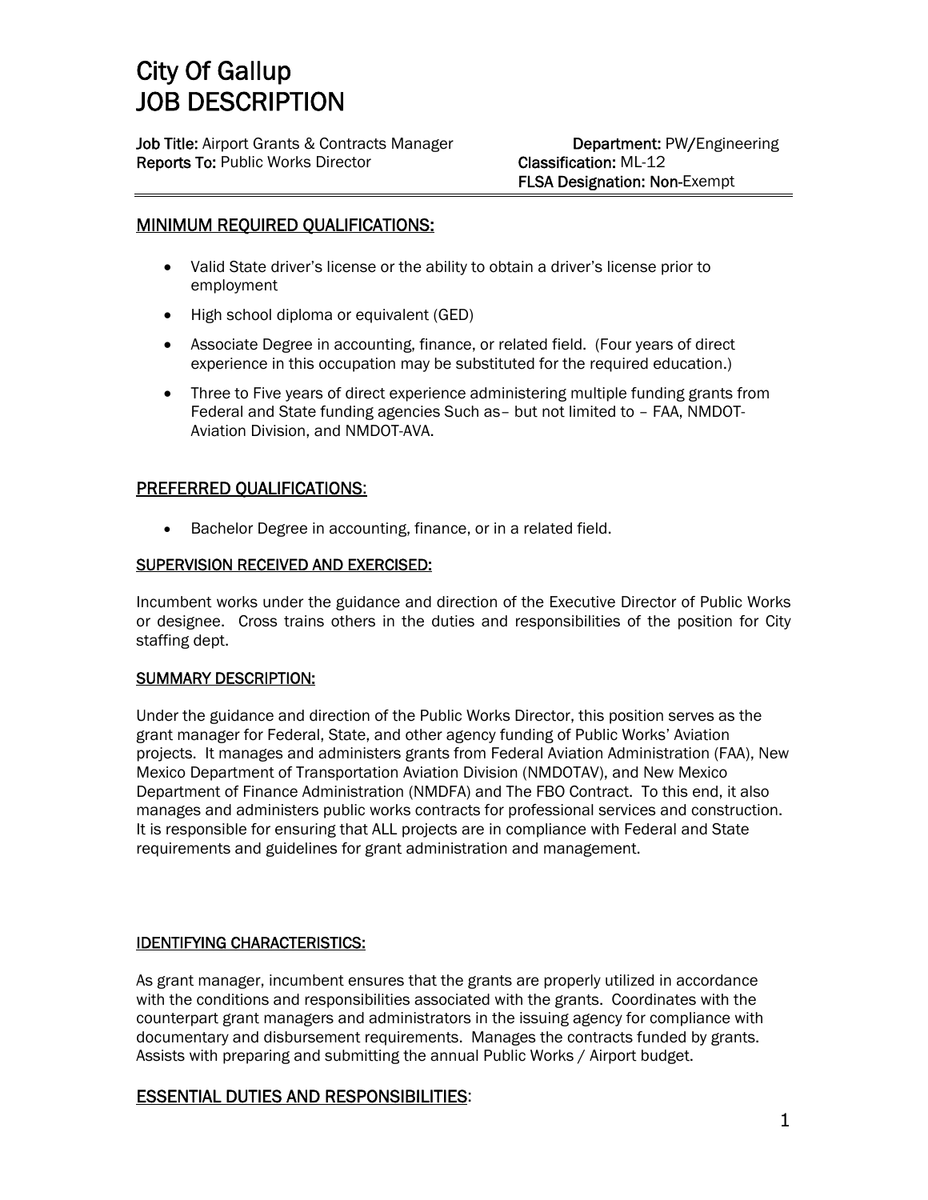# City Of Gallup
# JOB DESCRIPTION

**Job Title:** Airport Grants & Contracts Manager  
**Reports To:** Public Works Director

**Department:** PW/Engineering  
**Classification:** ML-12  
**FLSA Designation:** Non-Exempt

---

## MINIMUM REQUIRED QUALIFICATIONS:

- Valid State driver's license or the ability to obtain a driver's license prior to employment
- High school diploma or equivalent (GED)
- Associate Degree in accounting, finance, or related field. (Four years of direct experience in this occupation may be substituted for the required education.)
- Three to Five years of direct experience administering multiple funding grants from Federal and State funding agencies Such as– but not limited to – FAA, NMDOT-Aviation Division, and NMDOT-AVA.

## PREFERRED QUALIFICATIONS:

- Bachelor Degree in accounting, finance, or in a related field.

### SUPERVISION RECEIVED AND EXERCISED:

Incumbent works under the guidance and direction of the Executive Director of Public Works or designee. Cross trains others in the duties and responsibilities of the position for City staffing dept.

### SUMMARY DESCRIPTION:

Under the guidance and direction of the Public Works Director, this position serves as the grant manager for Federal, State, and other agency funding of Public Works' Aviation projects. It manages and administers grants from Federal Aviation Administration (FAA), New Mexico Department of Transportation Aviation Division (NMDOTAV), and New Mexico Department of Finance Administration (NMDFA) and The FBO Contract. To this end, it also manages and administers public works contracts for professional services and construction. It is responsible for ensuring that ALL projects are in compliance with Federal and State requirements and guidelines for grant administration and management.

### IDENTIFYING CHARACTERISTICS:

As grant manager, incumbent ensures that the grants are properly utilized in accordance with the conditions and responsibilities associated with the grants. Coordinates with the counterpart grant managers and administrators in the issuing agency for compliance with documentary and disbursement requirements. Manages the contracts funded by grants. Assists with preparing and submitting the annual Public Works / Airport budget.

## ESSENTIAL DUTIES AND RESPONSIBILITIES: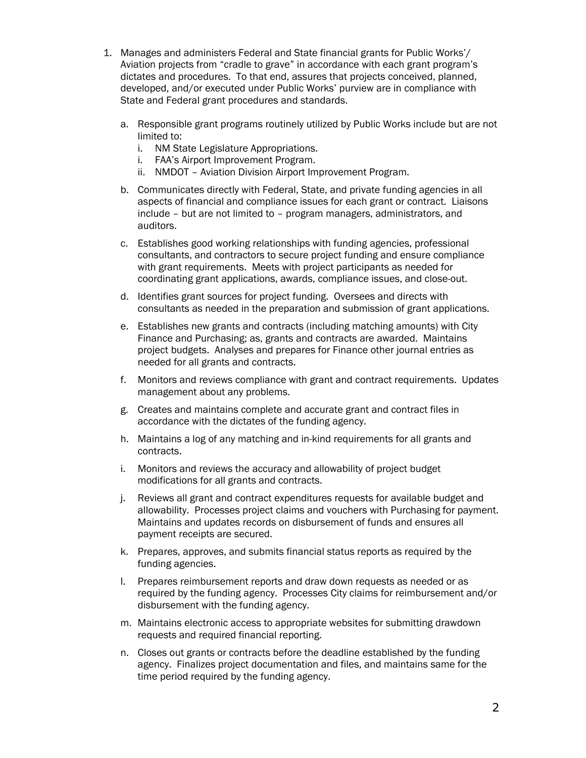1. Manages and administers Federal and State financial grants for Public Works'/ Aviation projects from "cradle to grave" in accordance with each grant program's dictates and procedures. To that end, assures that projects conceived, planned, developed, and/or executed under Public Works' purview are in compliance with State and Federal grant procedures and standards.

   a. Responsible grant programs routinely utilized by Public Works include but are not limited to:
      i. NM State Legislature Appropriations.
      i. FAA's Airport Improvement Program.
      ii. NMDOT – Aviation Division Airport Improvement Program.

   b. Communicates directly with Federal, State, and private funding agencies in all aspects of financial and compliance issues for each grant or contract. Liaisons include – but are not limited to – program managers, administrators, and auditors.

   c. Establishes good working relationships with funding agencies, professional consultants, and contractors to secure project funding and ensure compliance with grant requirements. Meets with project participants as needed for coordinating grant applications, awards, compliance issues, and close-out.

   d. Identifies grant sources for project funding. Oversees and directs with consultants as needed in the preparation and submission of grant applications.

   e. Establishes new grants and contracts (including matching amounts) with City Finance and Purchasing; as, grants and contracts are awarded. Maintains project budgets. Analyses and prepares for Finance other journal entries as needed for all grants and contracts.

   f. Monitors and reviews compliance with grant and contract requirements. Updates management about any problems.

   g. Creates and maintains complete and accurate grant and contract files in accordance with the dictates of the funding agency.

   h. Maintains a log of any matching and in-kind requirements for all grants and contracts.

   i. Monitors and reviews the accuracy and allowability of project budget modifications for all grants and contracts.

   j. Reviews all grant and contract expenditures requests for available budget and allowability. Processes project claims and vouchers with Purchasing for payment. Maintains and updates records on disbursement of funds and ensures all payment receipts are secured.

   k. Prepares, approves, and submits financial status reports as required by the funding agencies.

   l. Prepares reimbursement reports and draw down requests as needed or as required by the funding agency. Processes City claims for reimbursement and/or disbursement with the funding agency.

   m. Maintains electronic access to appropriate websites for submitting drawdown requests and required financial reporting.

   n. Closes out grants or contracts before the deadline established by the funding agency. Finalizes project documentation and files, and maintains same for the time period required by the funding agency.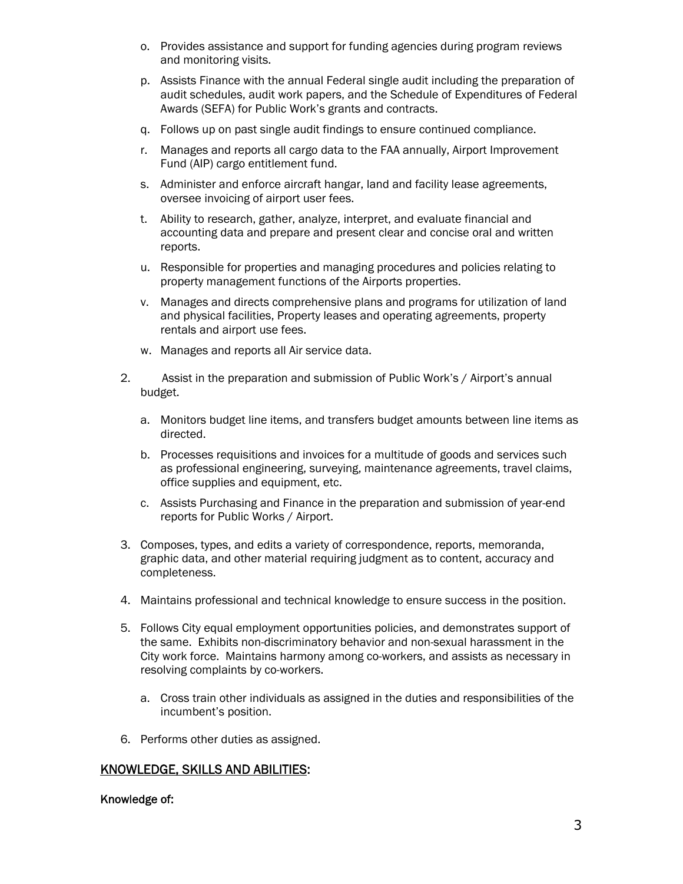o. Provides assistance and support for funding agencies during program reviews and monitoring visits.

p. Assists Finance with the annual Federal single audit including the preparation of audit schedules, audit work papers, and the Schedule of Expenditures of Federal Awards (SEFA) for Public Work's grants and contracts.

q. Follows up on past single audit findings to ensure continued compliance.

r. Manages and reports all cargo data to the FAA annually, Airport Improvement Fund (AIP) cargo entitlement fund.

s. Administer and enforce aircraft hangar, land and facility lease agreements, oversee invoicing of airport user fees.

t. Ability to research, gather, analyze, interpret, and evaluate financial and accounting data and prepare and present clear and concise oral and written reports.

u. Responsible for properties and managing procedures and policies relating to property management functions of the Airports properties.

v. Manages and directs comprehensive plans and programs for utilization of land and physical facilities, Property leases and operating agreements, property rentals and airport use fees.

w. Manages and reports all Air service data.

2. Assist in the preparation and submission of Public Work's / Airport's annual budget.

   a. Monitors budget line items, and transfers budget amounts between line items as directed.

   b. Processes requisitions and invoices for a multitude of goods and services such as professional engineering, surveying, maintenance agreements, travel claims, office supplies and equipment, etc.

   c. Assists Purchasing and Finance in the preparation and submission of year-end reports for Public Works / Airport.

3. Composes, types, and edits a variety of correspondence, reports, memoranda, graphic data, and other material requiring judgment as to content, accuracy and completeness.

4. Maintains professional and technical knowledge to ensure success in the position.

5. Follows City equal employment opportunities policies, and demonstrates support of the same. Exhibits non-discriminatory behavior and non-sexual harassment in the City work force. Maintains harmony among co-workers, and assists as necessary in resolving complaints by co-workers.

   a. Cross train other individuals as assigned in the duties and responsibilities of the incumbent's position.

6. Performs other duties as assigned.

## KNOWLEDGE, SKILLS AND ABILITIES:

**Knowledge of:**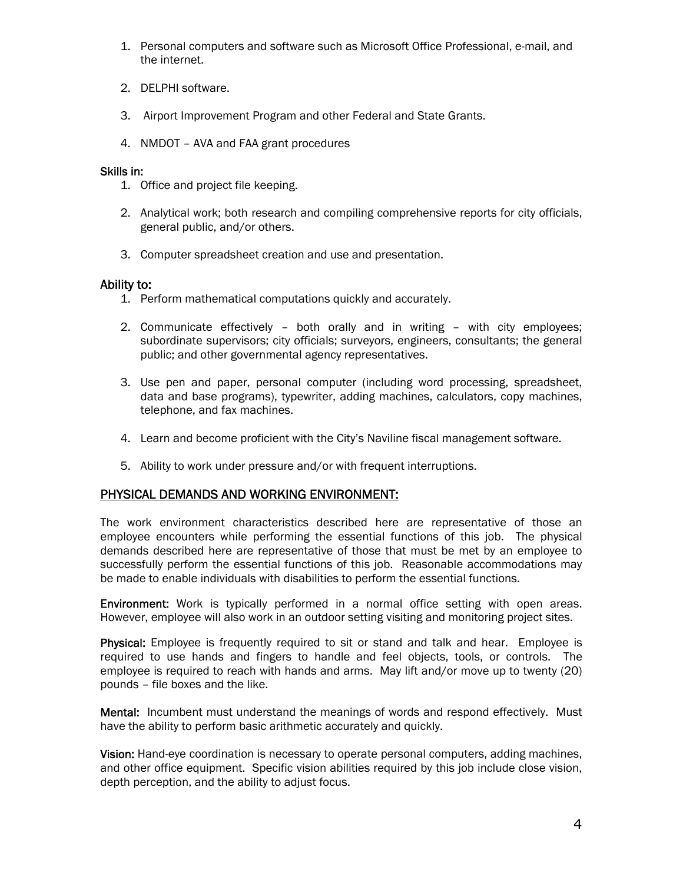1. Personal computers and software such as Microsoft Office Professional, e-mail, and the internet.

2. DELPHI software.

3. Airport Improvement Program and other Federal and State Grants.

4. NMDOT – AVA and FAA grant procedures

**Skills in:**

1. Office and project file keeping.

2. Analytical work; both research and compiling comprehensive reports for city officials, general public, and/or others.

3. Computer spreadsheet creation and use and presentation.

**Ability to:**

1. Perform mathematical computations quickly and accurately.

2. Communicate effectively – both orally and in writing – with city employees; subordinate supervisors; city officials; surveyors, engineers, consultants; the general public; and other governmental agency representatives.

3. Use pen and paper, personal computer (including word processing, spreadsheet, data and base programs), typewriter, adding machines, calculators, copy machines, telephone, and fax machines.

4. Learn and become proficient with the City's Naviline fiscal management software.

5. Ability to work under pressure and/or with frequent interruptions.

## PHYSICAL DEMANDS AND WORKING ENVIRONMENT:

The work environment characteristics described here are representative of those an employee encounters while performing the essential functions of this job. The physical demands described here are representative of those that must be met by an employee to successfully perform the essential functions of this job. Reasonable accommodations may be made to enable individuals with disabilities to perform the essential functions.

**Environment:** Work is typically performed in a normal office setting with open areas. However, employee will also work in an outdoor setting visiting and monitoring project sites.

**Physical:** Employee is frequently required to sit or stand and talk and hear. Employee is required to use hands and fingers to handle and feel objects, tools, or controls. The employee is required to reach with hands and arms. May lift and/or move up to twenty (20) pounds – file boxes and the like.

**Mental:** Incumbent must understand the meanings of words and respond effectively. Must have the ability to perform basic arithmetic accurately and quickly.

**Vision:** Hand-eye coordination is necessary to operate personal computers, adding machines, and other office equipment. Specific vision abilities required by this job include close vision, depth perception, and the ability to adjust focus.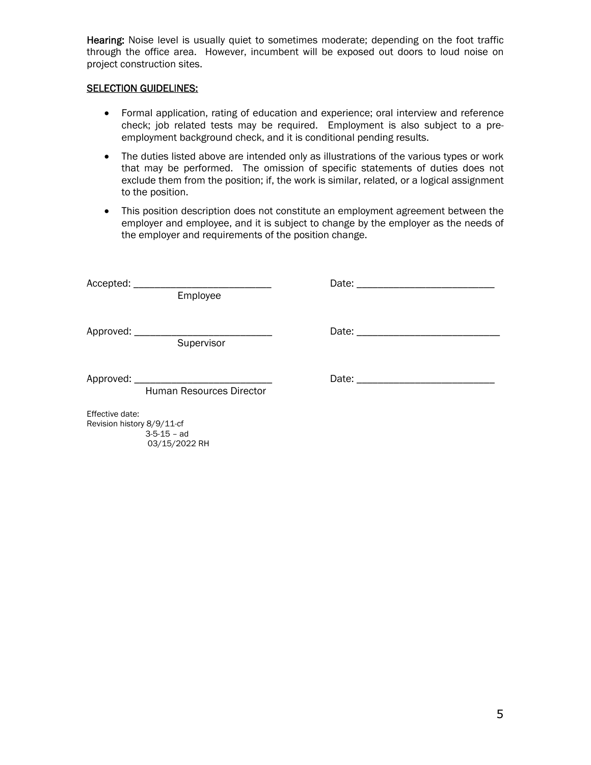**Hearing:** Noise level is usually quiet to sometimes moderate; depending on the foot traffic through the office area. However, incumbent will be exposed out doors to loud noise on project construction sites.

**SELECTION GUIDELINES:**

- Formal application, rating of education and experience; oral interview and reference check; job related tests may be required. Employment is also subject to a pre-employment background check, and it is conditional pending results.
- The duties listed above are intended only as illustrations of the various types or work that may be performed. The omission of specific statements of duties does not exclude them from the position; if, the work is similar, related, or a logical assignment to the position.
- This position description does not constitute an employment agreement between the employer and employee, and it is subject to change by the employer as the needs of the employer and requirements of the position change.

Accepted: __________________________ Date: __________________________
Employee

Approved: __________________________ Date: ___________________________
Supervisor

Approved: __________________________ Date: __________________________
Human Resources Director

Effective date:
Revision history 8/9/11-cf
3-5-15 – ad
03/15/2022 RH